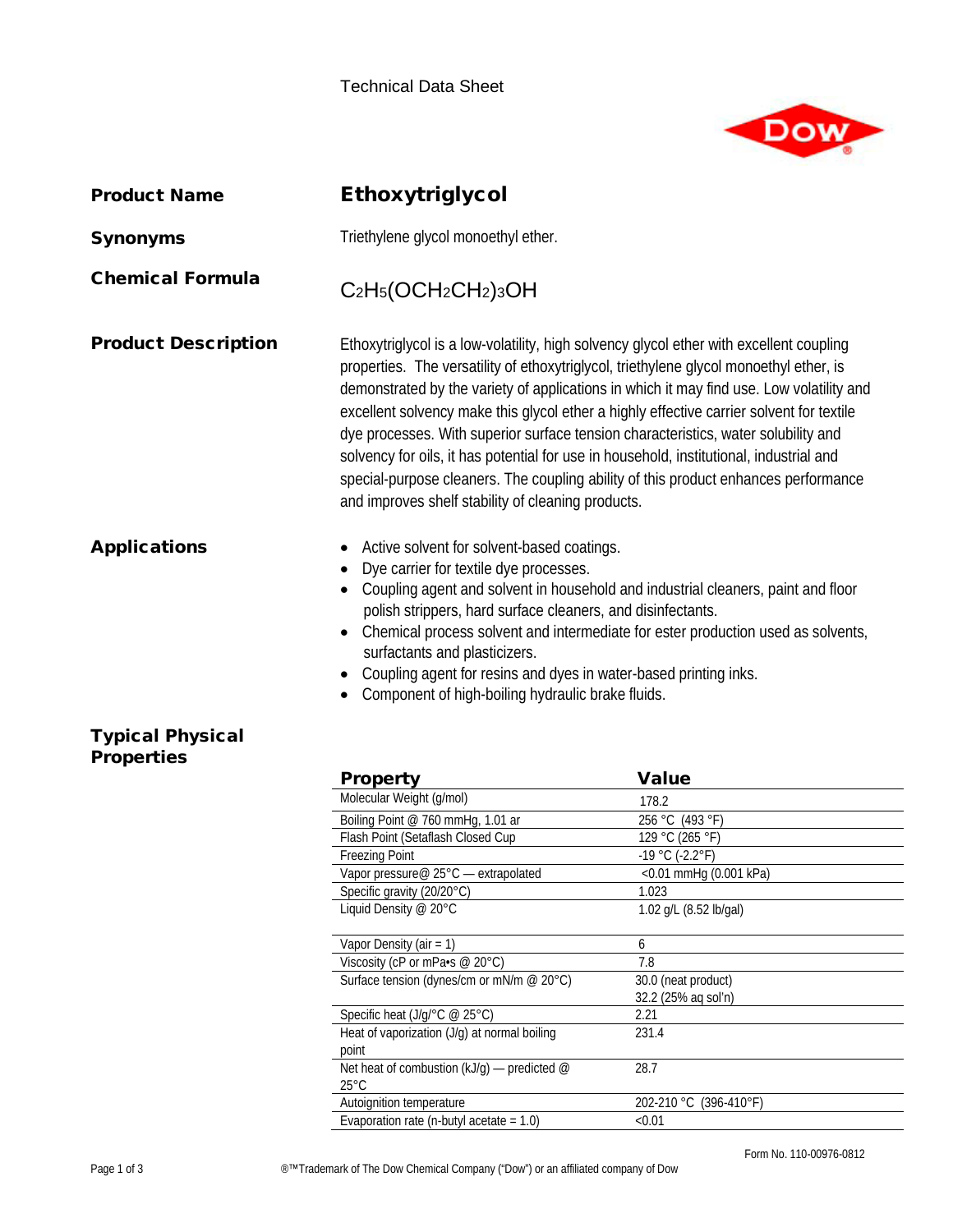Technical Data Sheet

# Ethoxytriglycol

**Product Name**: Ethoxytriglycol

**Synonyms**: Triethylene glycol monoethyl ether.

**Chemical Formula**: $C_2H_5(OCH_2CH_2)_3OH$

## Product Description

Ethoxytriglycol is a low-volatility, high solvency glycol ether with excellent coupling properties. The versatility of ethoxytriglycol, triethylene glycol monoethyl ether, is demonstrated by the variety of applications in which it may find use. Low volatility and excellent solvency make this glycol ether a highly effective carrier solvent for textile dye processes. With superior surface tension characteristics, water solubility and solvency for oils, it has potential for use in household, institutional, industrial and special-purpose cleaners. The coupling ability of this product enhances performance and improves shelf stability of cleaning products.

## Applications

- Active solvent for solvent-based coatings.
- Dye carrier for textile dye processes.
- Coupling agent and solvent in household and industrial cleaners, paint and floor polish strippers, hard surface cleaners, and disinfectants.
- Chemical process solvent and intermediate for ester production used as solvents, surfactants and plasticizers.
- Coupling agent for resins and dyes in water-based printing inks.
- Component of high-boiling hydraulic brake fluids.

## Typical Physical Properties

| Property | Value |
|---|---|
| Molecular Weight (g/mol) | 178.2 |
| Boiling Point @ 760 mmHg, 1.01 ar | 256 °C (493 °F) |
| Flash Point (Setaflash Closed Cup | 129 °C (265 °F) |
| Freezing Point | -19 °C (-2.2°F) |
| Vapor pressure@ 25°C — extrapolated | <0.01 mmHg (0.001 kPa) |
| Specific gravity (20/20°C) | 1.023 |
| Liquid Density @ 20°C | 1.02 g/L (8.52 lb/gal) |
| Vapor Density (air = 1) | 6 |
| Viscosity (cP or mPa•s @ 20°C) | 7.8 |
| Surface tension (dynes/cm or mN/m @ 20°C) | 30.0 (neat product)<br>32.2 (25% aq sol'n) |
| Specific heat (J/g/°C @ 25°C) | 2.21 |
| Heat of vaporization (J/g) at normal boiling point | 231.4 |
| Net heat of combustion (kJ/g) — predicted @ 25°C | 28.7 |
| Autoignition temperature | 202-210 °C (396-410°F) |
| Evaporation rate (n-butyl acetate = 1.0) | <0.01 |

Form No. 110-00976-0812

®™Trademark of The Dow Chemical Company ("Dow") or an affiliated company of Dow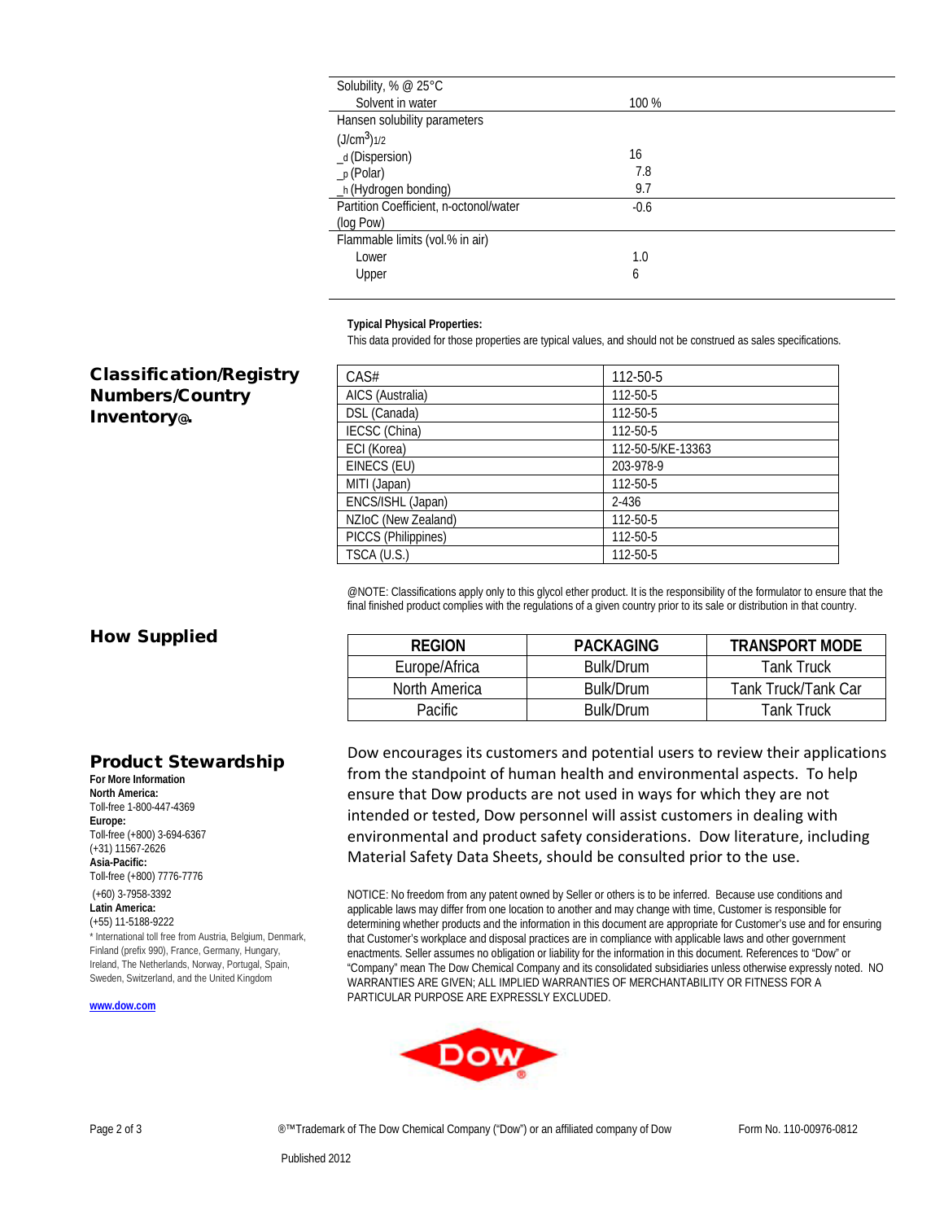| | |
|---|---|
| Solubility, % @ 25°C | |
| Solvent in water | 100 % |
| Hansen solubility parameters $(J/cm^3)^{1/2}$ | |
| $\delta_d$ (Dispersion) | 16 |
| $\delta_p$ (Polar) | 7.8 |
| $\delta_h$ (Hydrogen bonding) | 9.7 |
| Partition Coefficient, n-octonol/water (log Pow) | -0.6 |
| Flammable limits (vol.% in air) | |
| Lower | 1.0 |
| Upper | 6 |

**Typical Physical Properties:**

This data provided for those properties are typical values, and should not be construed as sales specifications.

## Classification/Registry Numbers/Country Inventory@.

| CAS# | 112-50-5 |
|---|---|
| AICS (Australia) | 112-50-5 |
| DSL (Canada) | 112-50-5 |
| IECSC (China) | 112-50-5 |
| ECI (Korea) | 112-50-5/KE-13363 |
| EINECS (EU) | 203-978-9 |
| MITI (Japan) | 112-50-5 |
| ENCS/ISHL (Japan) | 2-436 |
| NZIoC (New Zealand) | 112-50-5 |
| PICCS (Philippines) | 112-50-5 |
| TSCA (U.S.) | 112-50-5 |

@NOTE: Classifications apply only to this glycol ether product. It is the responsibility of the formulator to ensure that the final finished product complies with the regulations of a given country prior to its sale or distribution in that country.

## How Supplied

| REGION | PACKAGING | TRANSPORT MODE |
|---|---|---|
| Europe/Africa | Bulk/Drum | Tank Truck |
| North America | Bulk/Drum | Tank Truck/Tank Car |
| Pacific | Bulk/Drum | Tank Truck |

## Product Stewardship

Dow encourages its customers and potential users to review their applications from the standpoint of human health and environmental aspects. To help ensure that Dow products are not used in ways for which they are not intended or tested, Dow personnel will assist customers in dealing with environmental and product safety considerations. Dow literature, including Material Safety Data Sheets, should be consulted prior to the use.

**For More Information**

**North America:**
Toll-free 1-800-447-4369

**Europe:**
Toll-free (+800) 3-694-6367
(+31) 11567-2626

**Asia-Pacific:**
Toll-free (+800) 7776-7776
(+60) 3-7958-3392

**Latin America:**
(+55) 11-5188-9222

* International toll free from Austria, Belgium, Denmark, Finland (prefix 990), France, Germany, Hungary, Ireland, The Netherlands, Norway, Portugal, Spain, Sweden, Switzerland, and the United Kingdom

www.dow.com

NOTICE: No freedom from any patent owned by Seller or others is to be inferred. Because use conditions and applicable laws may differ from one location to another and may change with time, Customer is responsible for determining whether products and the information in this document are appropriate for Customer's use and for ensuring that Customer's workplace and disposal practices are in compliance with applicable laws and other government enactments. Seller assumes no obligation or liability for the information in this document. References to "Dow" or "Company" mean The Dow Chemical Company and its consolidated subsidiaries unless otherwise expressly noted. NO WARRANTIES ARE GIVEN; ALL IMPLIED WARRANTIES OF MERCHANTABILITY OR FITNESS FOR A PARTICULAR PURPOSE ARE EXPRESSLY EXCLUDED.

®™Trademark of The Dow Chemical Company ("Dow") or an affiliated company of Dow

Form No. 110-00976-0812

Published 2012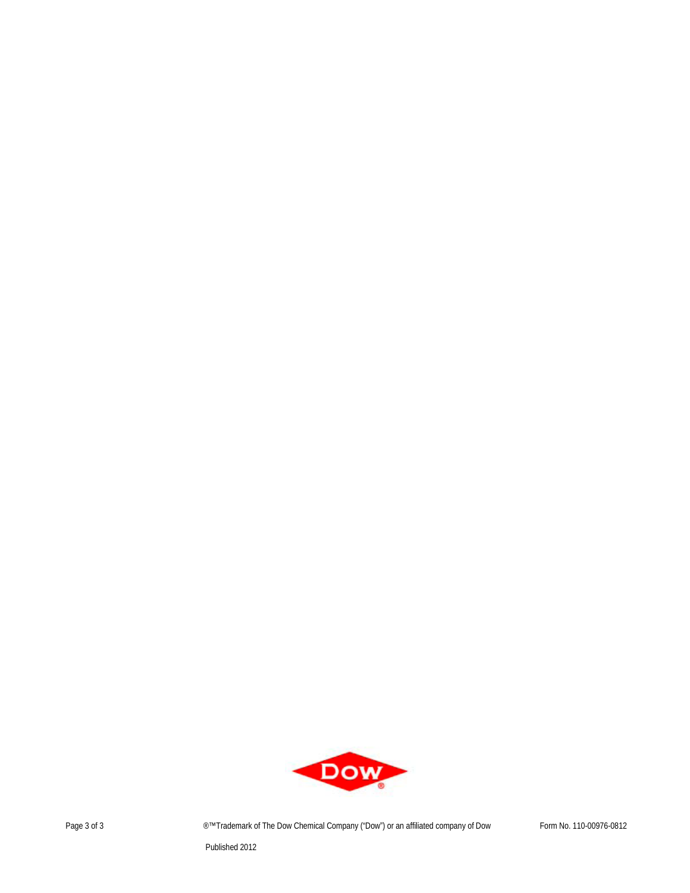®™Trademark of The Dow Chemical Company ("Dow") or an affiliated company of Dow

Form No. 110-00976-0812

Published 2012